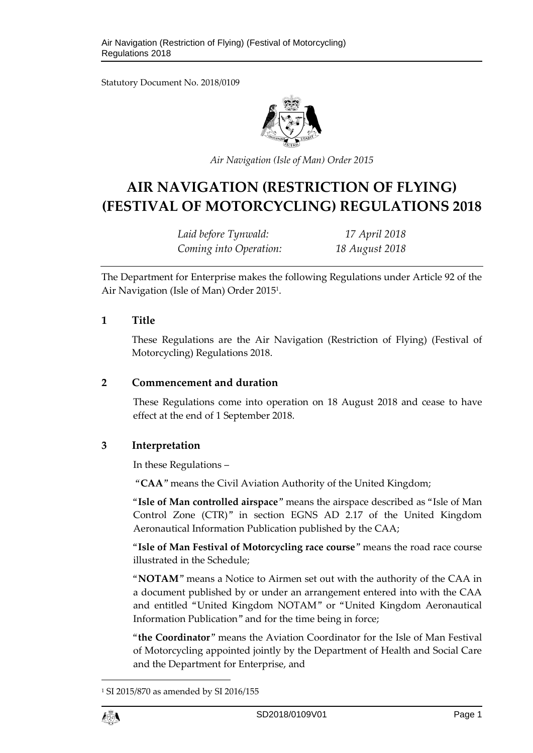Statutory Document No. 2018/0109

*Air Navigation (Isle of Man) Order 2015*

# AIR NAVIGATION (RESTRICTION OF FLYING) (FESTIVAL OF MOTORCYCLING) REGULATIONS 2018

| | |
|---|---|
| *Laid before Tynwald:* | *17 April 2018* |
| *Coming into Operation:* | *18 August 2018* |

The Department for Enterprise makes the following Regulations under Article 92 of the Air Navigation (Isle of Man) Order 2015[1].

## 1 Title

These Regulations are the Air Navigation (Restriction of Flying) (Festival of Motorcycling) Regulations 2018.

## 2 Commencement and duration

These Regulations come into operation on 18 August 2018 and cease to have effect at the end of 1 September 2018.

## 3 Interpretation

In these Regulations –

"**CAA**" means the Civil Aviation Authority of the United Kingdom;

"**Isle of Man controlled airspace**" means the airspace described as "Isle of Man Control Zone (CTR)" in section EGNS AD 2.17 of the United Kingdom Aeronautical Information Publication published by the CAA;

"**Isle of Man Festival of Motorcycling race course**" means the road race course illustrated in the Schedule;

"**NOTAM**" means a Notice to Airmen set out with the authority of the CAA in a document published by or under an arrangement entered into with the CAA and entitled "United Kingdom NOTAM" or "United Kingdom Aeronautical Information Publication" and for the time being in force;

"**the Coordinator**" means the Aviation Coordinator for the Isle of Man Festival of Motorcycling appointed jointly by the Department of Health and Social Care and the Department for Enterprise, and

[1] SI 2015/870 as amended by SI 2016/155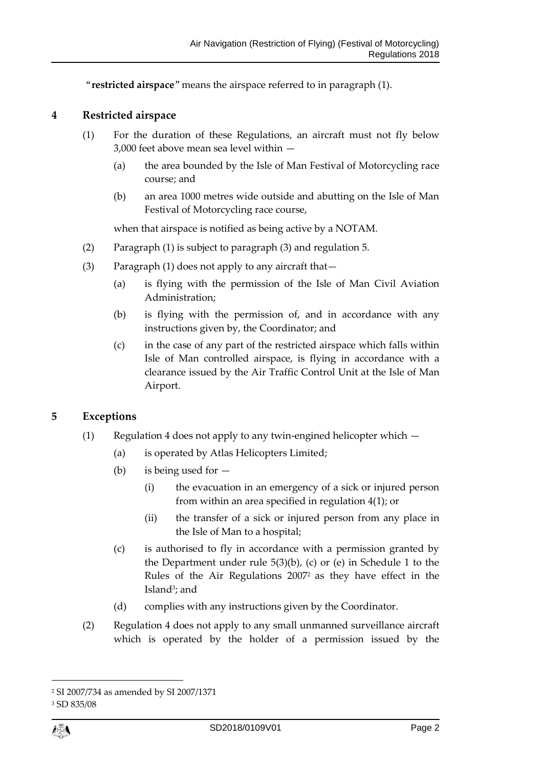"**restricted airspace**" means the airspace referred to in paragraph (1).

## 4 Restricted airspace

(1) For the duration of these Regulations, an aircraft must not fly below 3,000 feet above mean sea level within —

(a) the area bounded by the Isle of Man Festival of Motorcycling race course; and

(b) an area 1000 metres wide outside and abutting on the Isle of Man Festival of Motorcycling race course,

when that airspace is notified as being active by a NOTAM.

(2) Paragraph (1) is subject to paragraph (3) and regulation 5.

(3) Paragraph (1) does not apply to any aircraft that—

(a) is flying with the permission of the Isle of Man Civil Aviation Administration;

(b) is flying with the permission of, and in accordance with any instructions given by, the Coordinator; and

(c) in the case of any part of the restricted airspace which falls within Isle of Man controlled airspace, is flying in accordance with a clearance issued by the Air Traffic Control Unit at the Isle of Man Airport.

## 5 Exceptions

(1) Regulation 4 does not apply to any twin-engined helicopter which —

(a) is operated by Atlas Helicopters Limited;

(b) is being used for —

(i) the evacuation in an emergency of a sick or injured person from within an area specified in regulation 4(1); or

(ii) the transfer of a sick or injured person from any place in the Isle of Man to a hospital;

(c) is authorised to fly in accordance with a permission granted by the Department under rule 5(3)(b), (c) or (e) in Schedule 1 to the Rules of the Air Regulations 2007[2] as they have effect in the Island[3]; and

(d) complies with any instructions given by the Coordinator.

(2) Regulation 4 does not apply to any small unmanned surveillance aircraft which is operated by the holder of a permission issued by the

---

[2] SI 2007/734 as amended by SI 2007/1371

[3] SD 835/08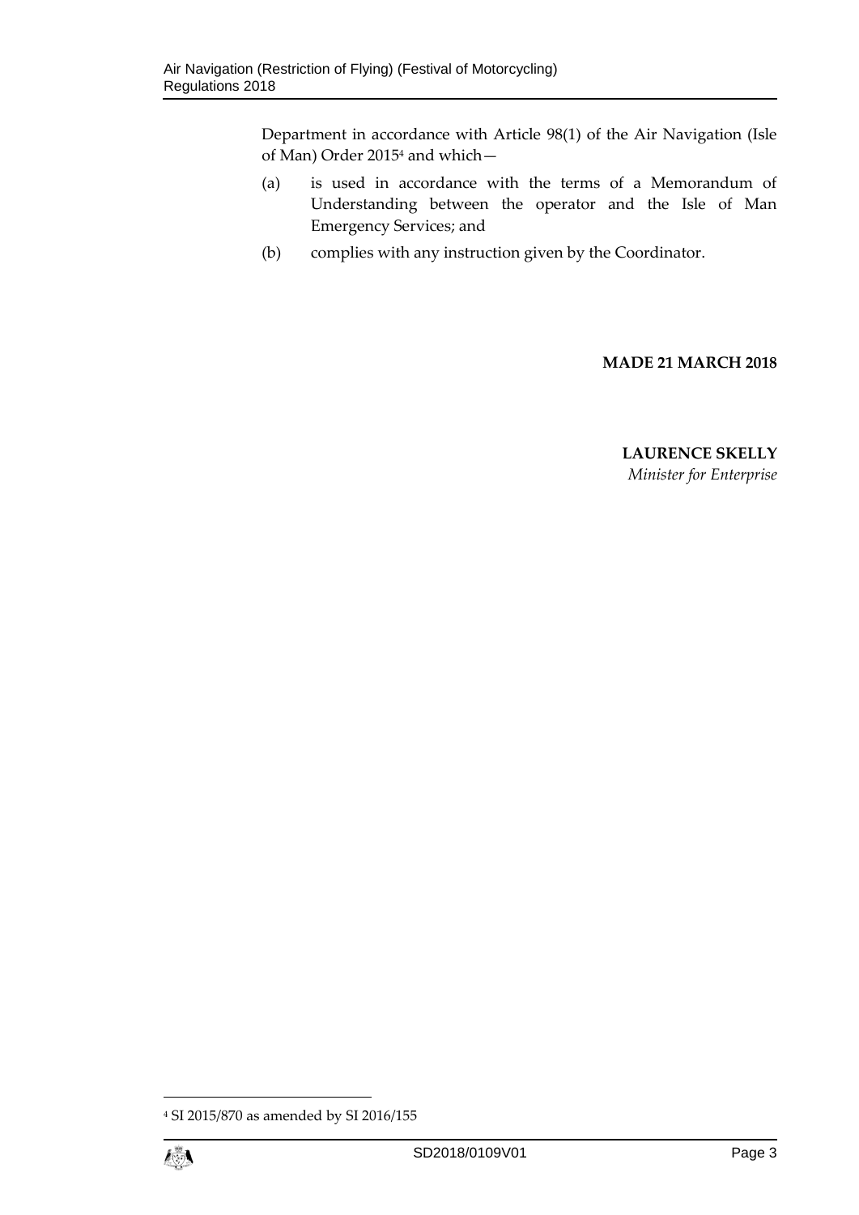Department in accordance with Article 98(1) of the Air Navigation (Isle of Man) Order 2015[4] and which—

(a) is used in accordance with the terms of a Memorandum of Understanding between the operator and the Isle of Man Emergency Services; and

(b) complies with any instruction given by the Coordinator.

**MADE 21 MARCH 2018**

**LAURENCE SKELLY**
*Minister for Enterprise*

[4] SI 2015/870 as amended by SI 2016/155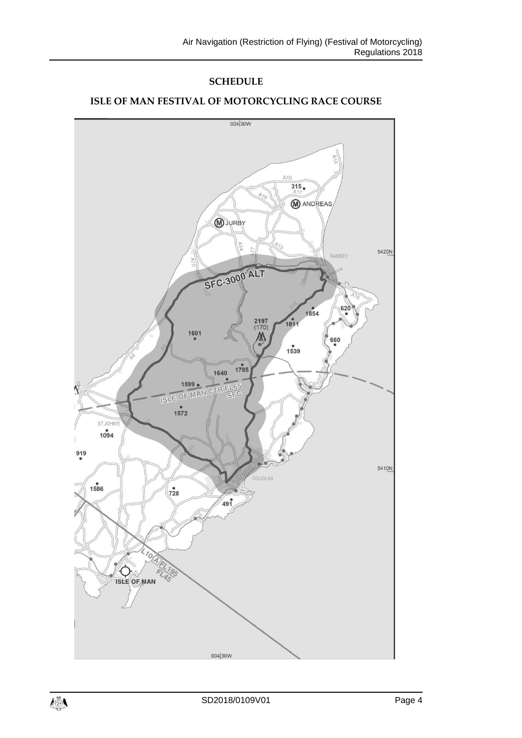## SCHEDULE

## ISLE OF MAN FESTIVAL OF MOTORCYCLING RACE COURSE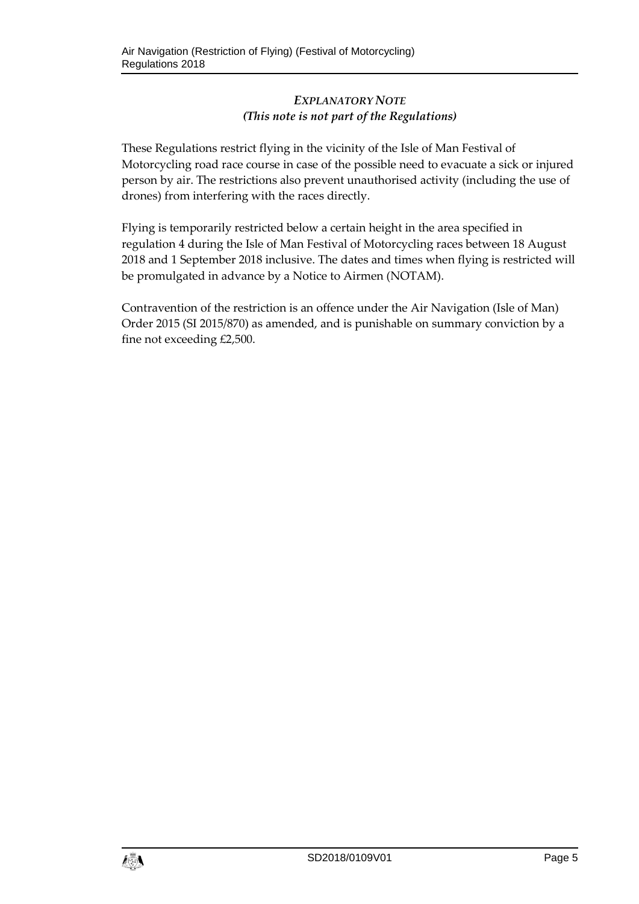*EXPLANATORY NOTE*
*(This note is not part of the Regulations)*

These Regulations restrict flying in the vicinity of the Isle of Man Festival of Motorcycling road race course in case of the possible need to evacuate a sick or injured person by air. The restrictions also prevent unauthorised activity (including the use of drones) from interfering with the races directly.

Flying is temporarily restricted below a certain height in the area specified in regulation 4 during the Isle of Man Festival of Motorcycling races between 18 August 2018 and 1 September 2018 inclusive. The dates and times when flying is restricted will be promulgated in advance by a Notice to Airmen (NOTAM).

Contravention of the restriction is an offence under the Air Navigation (Isle of Man) Order 2015 (SI 2015/870) as amended, and is punishable on summary conviction by a fine not exceeding £2,500.